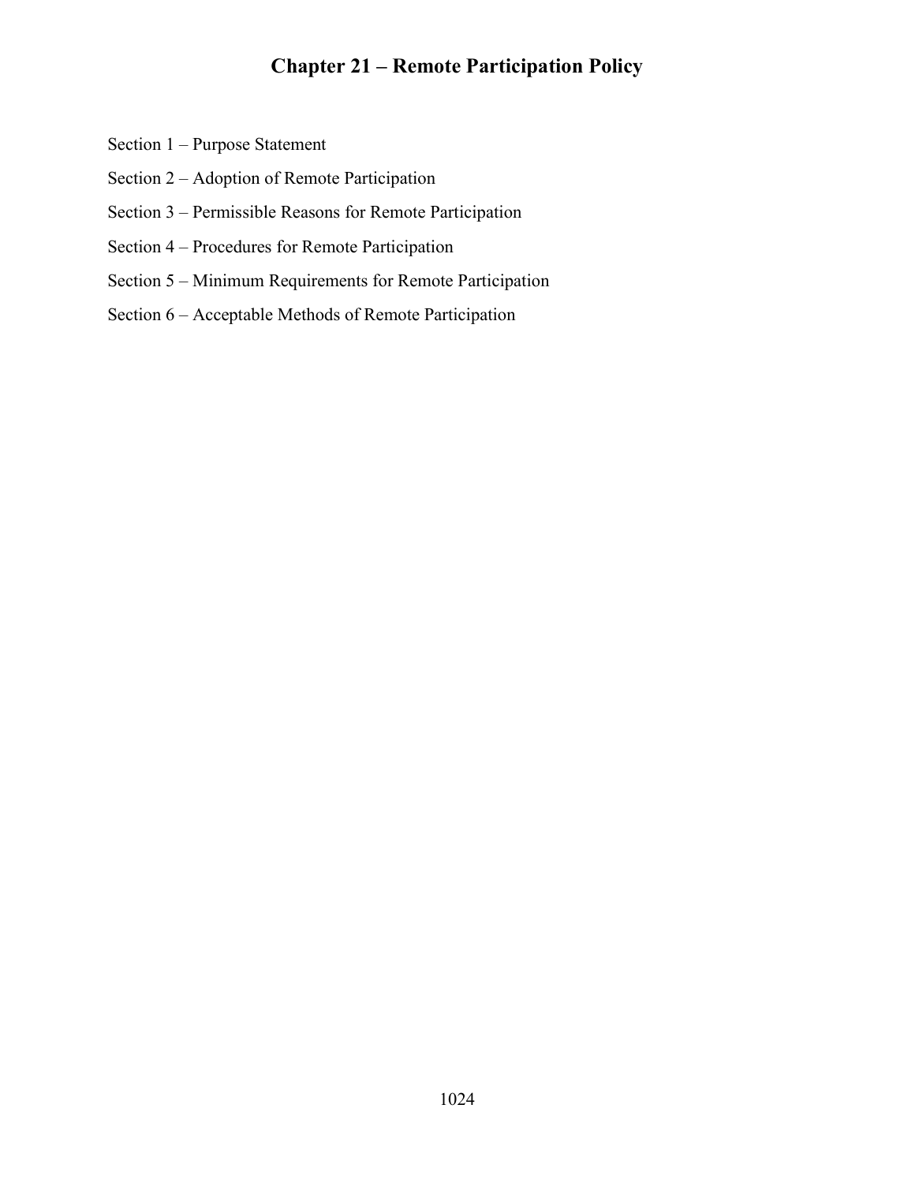# Chapter 21 – Remote Participation Policy

Section 1 – Purpose Statement

Section 2 – Adoption of Remote Participation

Section 3 – Permissible Reasons for Remote Participation

Section 4 – Procedures for Remote Participation

Section 5 – Minimum Requirements for Remote Participation

Section 6 – Acceptable Methods of Remote Participation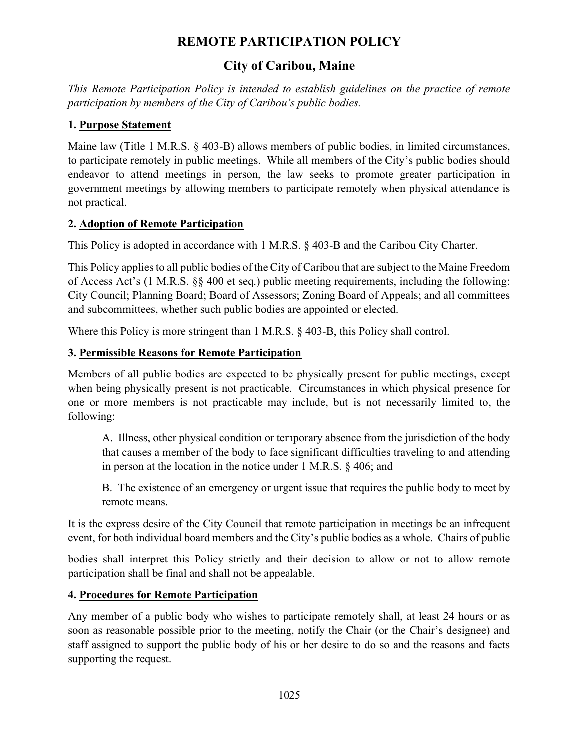# REMOTE PARTICIPATION POLICY

## City of Caribou, Maine

*This Remote Participation Policy is intended to establish guidelines on the practice of remote participation by members of the City of Caribou's public bodies.*

### 1. Purpose Statement

Maine law (Title 1 M.R.S. § 403-B) allows members of public bodies, in limited circumstances, to participate remotely in public meetings. While all members of the City's public bodies should endeavor to attend meetings in person, the law seeks to promote greater participation in government meetings by allowing members to participate remotely when physical attendance is not practical.

### 2. Adoption of Remote Participation

This Policy is adopted in accordance with 1 M.R.S. § 403-B and the Caribou City Charter.

This Policy applies to all public bodies of the City of Caribou that are subject to the Maine Freedom of Access Act's (1 M.R.S. §§ 400 et seq.) public meeting requirements, including the following: City Council; Planning Board; Board of Assessors; Zoning Board of Appeals; and all committees and subcommittees, whether such public bodies are appointed or elected.

Where this Policy is more stringent than 1 M.R.S. § 403-B, this Policy shall control.

### 3. Permissible Reasons for Remote Participation

Members of all public bodies are expected to be physically present for public meetings, except when being physically present is not practicable. Circumstances in which physical presence for one or more members is not practicable may include, but is not necessarily limited to, the following:

A. Illness, other physical condition or temporary absence from the jurisdiction of the body that causes a member of the body to face significant difficulties traveling to and attending in person at the location in the notice under 1 M.R.S. § 406; and

B. The existence of an emergency or urgent issue that requires the public body to meet by remote means.

It is the express desire of the City Council that remote participation in meetings be an infrequent event, for both individual board members and the City's public bodies as a whole. Chairs of public bodies shall interpret this Policy strictly and their decision to allow or not to allow remote participation shall be final and shall not be appealable.

### 4. Procedures for Remote Participation

Any member of a public body who wishes to participate remotely shall, at least 24 hours or as soon as reasonable possible prior to the meeting, notify the Chair (or the Chair's designee) and staff assigned to support the public body of his or her desire to do so and the reasons and facts supporting the request.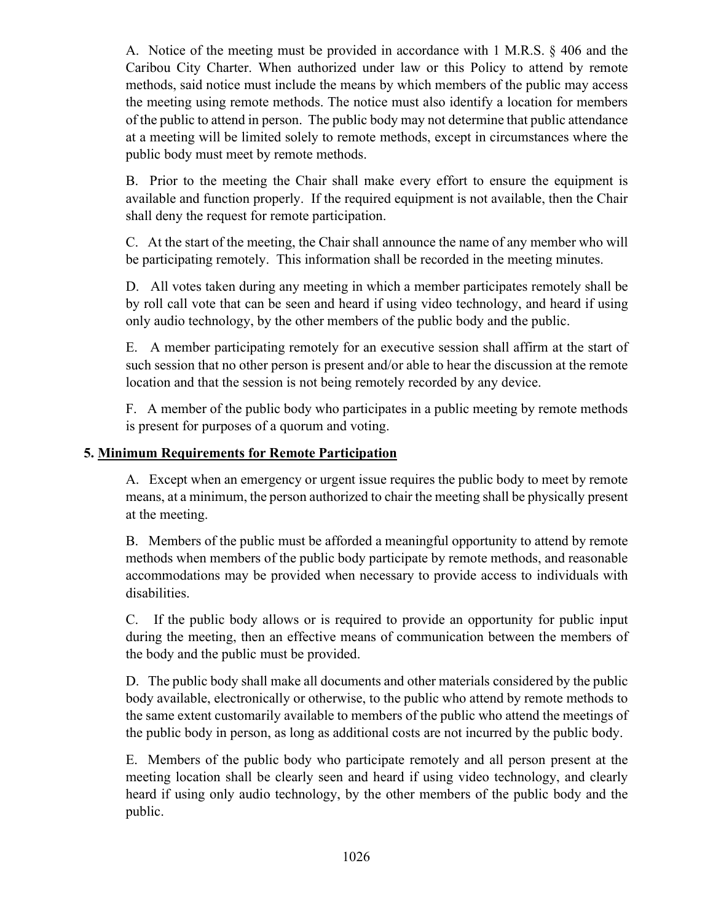A. Notice of the meeting must be provided in accordance with 1 M.R.S. § 406 and the Caribou City Charter. When authorized under law or this Policy to attend by remote methods, said notice must include the means by which members of the public may access the meeting using remote methods. The notice must also identify a location for members of the public to attend in person. The public body may not determine that public attendance at a meeting will be limited solely to remote methods, except in circumstances where the public body must meet by remote methods.

B. Prior to the meeting the Chair shall make every effort to ensure the equipment is available and function properly. If the required equipment is not available, then the Chair shall deny the request for remote participation.

C. At the start of the meeting, the Chair shall announce the name of any member who will be participating remotely. This information shall be recorded in the meeting minutes.

D. All votes taken during any meeting in which a member participates remotely shall be by roll call vote that can be seen and heard if using video technology, and heard if using only audio technology, by the other members of the public body and the public.

E. A member participating remotely for an executive session shall affirm at the start of such session that no other person is present and/or able to hear the discussion at the remote location and that the session is not being remotely recorded by any device.

F. A member of the public body who participates in a public meeting by remote methods is present for purposes of a quorum and voting.

## 5. Minimum Requirements for Remote Participation

A. Except when an emergency or urgent issue requires the public body to meet by remote means, at a minimum, the person authorized to chair the meeting shall be physically present at the meeting.

B. Members of the public must be afforded a meaningful opportunity to attend by remote methods when members of the public body participate by remote methods, and reasonable accommodations may be provided when necessary to provide access to individuals with disabilities.

C. If the public body allows or is required to provide an opportunity for public input during the meeting, then an effective means of communication between the members of the body and the public must be provided.

D. The public body shall make all documents and other materials considered by the public body available, electronically or otherwise, to the public who attend by remote methods to the same extent customarily available to members of the public who attend the meetings of the public body in person, as long as additional costs are not incurred by the public body.

E. Members of the public body who participate remotely and all person present at the meeting location shall be clearly seen and heard if using video technology, and clearly heard if using only audio technology, by the other members of the public body and the public.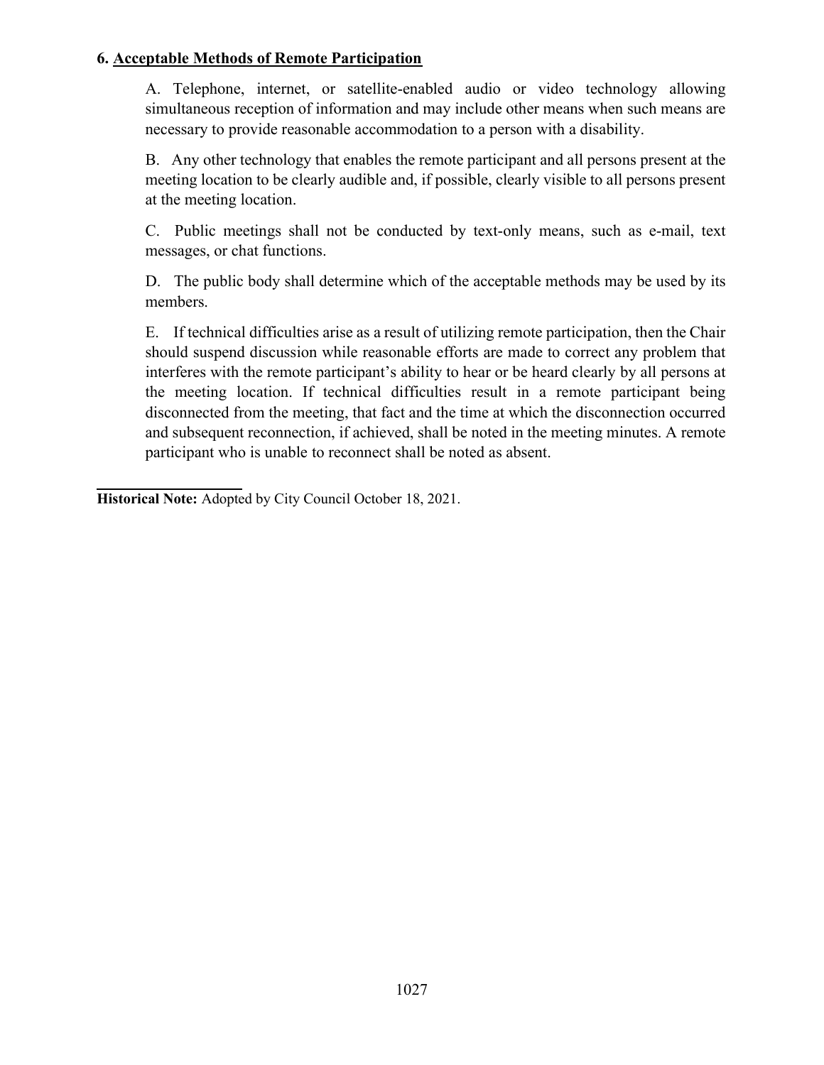### 6. Acceptable Methods of Remote Participation

A. Telephone, internet, or satellite-enabled audio or video technology allowing simultaneous reception of information and may include other means when such means are necessary to provide reasonable accommodation to a person with a disability.

B. Any other technology that enables the remote participant and all persons present at the meeting location to be clearly audible and, if possible, clearly visible to all persons present at the meeting location.

C. Public meetings shall not be conducted by text-only means, such as e-mail, text messages, or chat functions.

D. The public body shall determine which of the acceptable methods may be used by its members.

E. If technical difficulties arise as a result of utilizing remote participation, then the Chair should suspend discussion while reasonable efforts are made to correct any problem that interferes with the remote participant's ability to hear or be heard clearly by all persons at the meeting location. If technical difficulties result in a remote participant being disconnected from the meeting, that fact and the time at which the disconnection occurred and subsequent reconnection, if achieved, shall be noted in the meeting minutes. A remote participant who is unable to reconnect shall be noted as absent.

---

**Historical Note:** Adopted by City Council October 18, 2021.